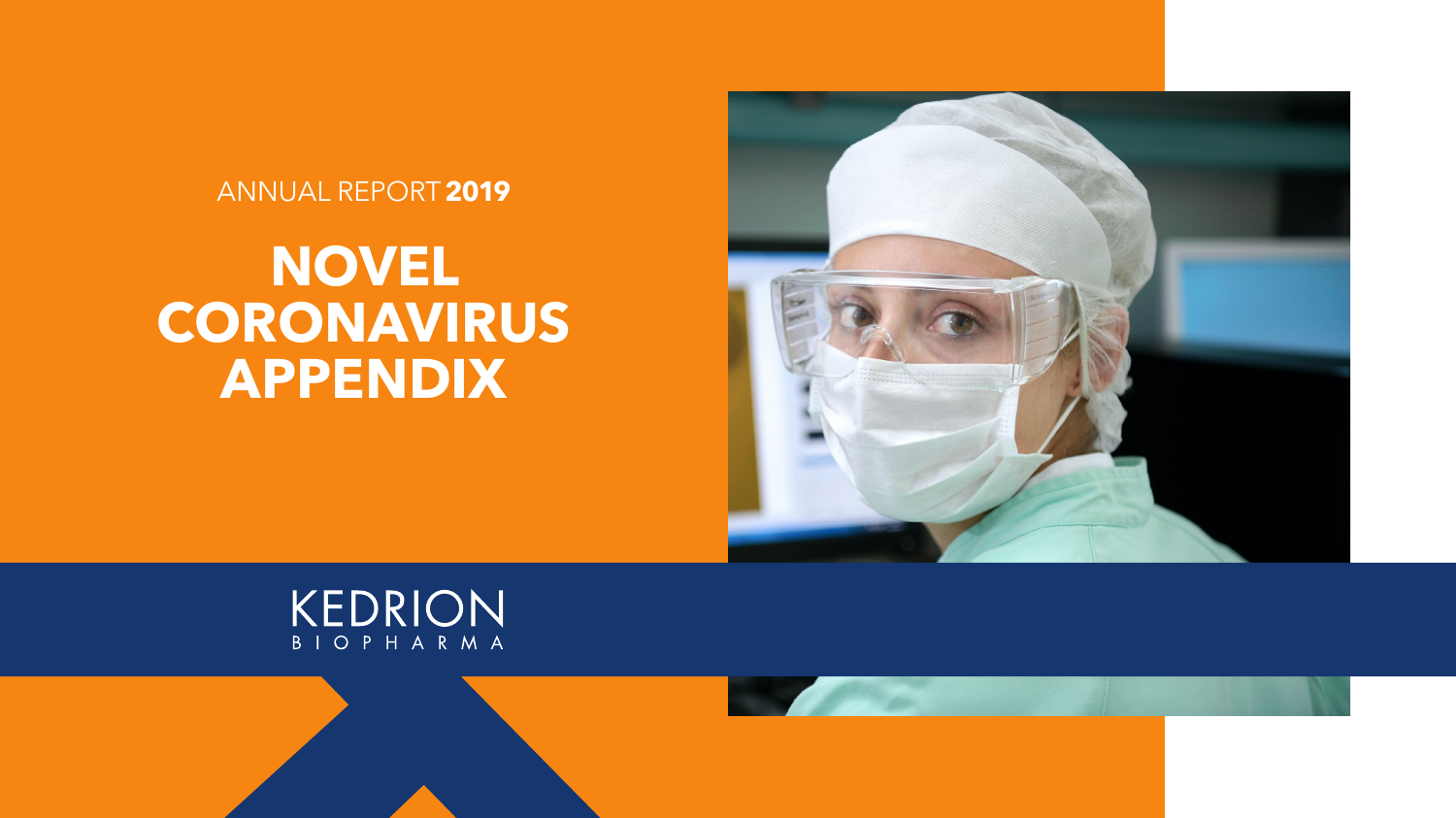ANNUAL REPORT **2019**

# NOVEL CORONAVIRUS APPENDIX

KEDRION
BIOPHARMA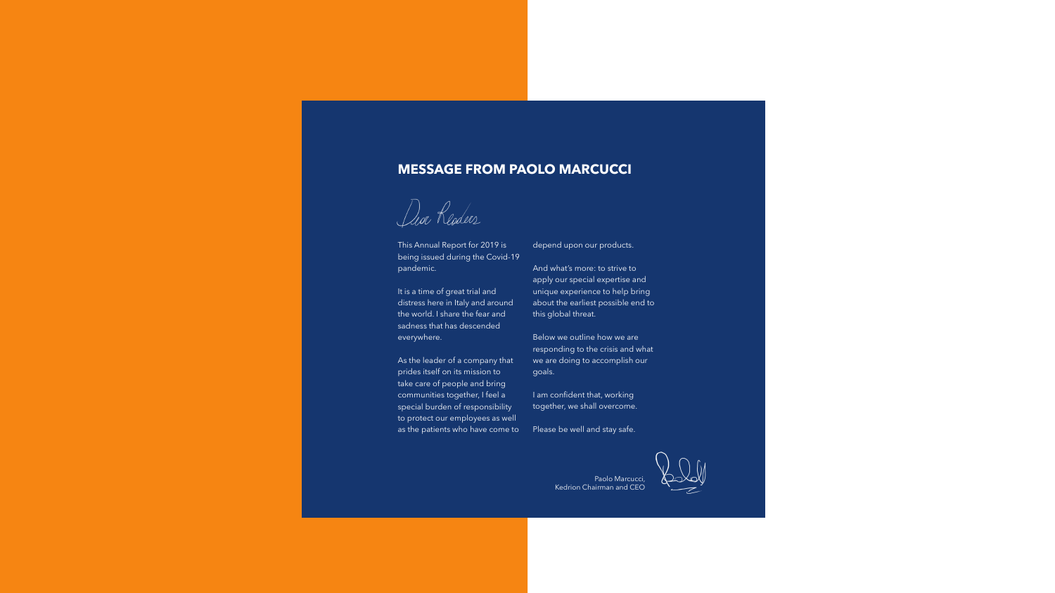## MESSAGE FROM PAOLO MARCUCCI

*Dear Readers*

This Annual Report for 2019 is being issued during the Covid-19 pandemic.

It is a time of great trial and distress here in Italy and around the world. I share the fear and sadness that has descended everywhere.

As the leader of a company that prides itself on its mission to take care of people and bring communities together, I feel a special burden of responsibility to protect our employees as well as the patients who have come to depend upon our products.

And what's more: to strive to apply our special expertise and unique experience to help bring about the earliest possible end to this global threat.

Below we outline how we are responding to the crisis and what we are doing to accomplish our goals.

I am confident that, working together, we shall overcome.

Please be well and stay safe.

Paolo Marcucci,
Kedrion Chairman and CEO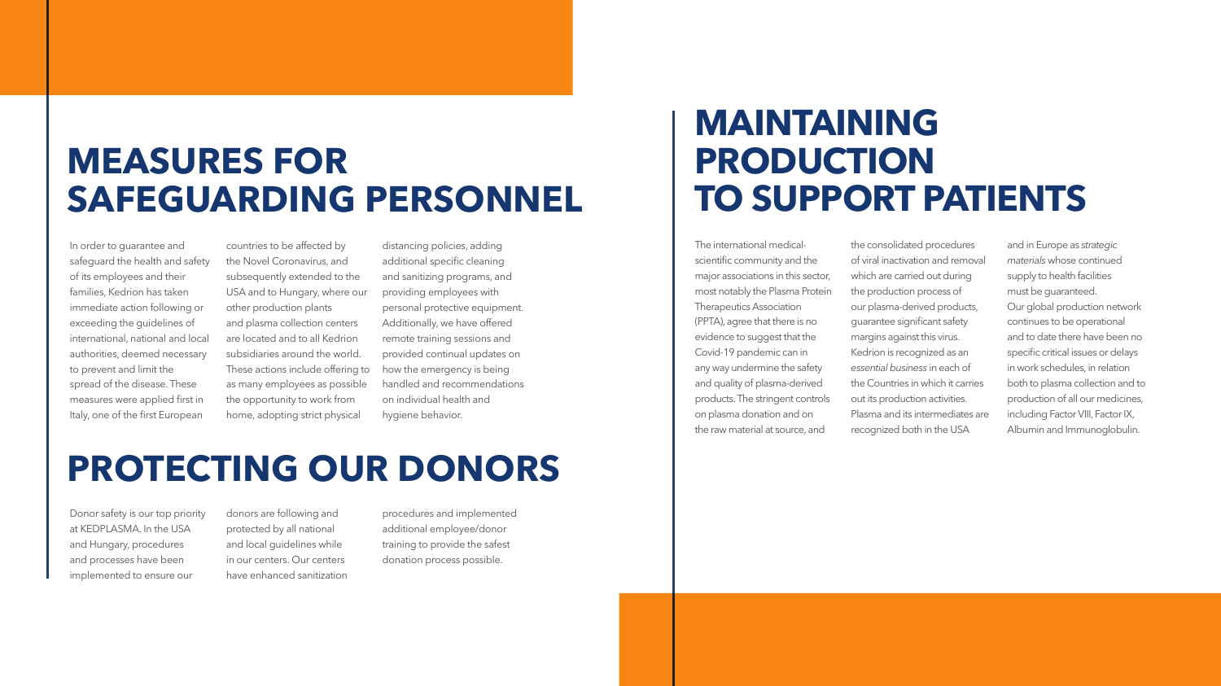# MEASURES FOR SAFEGUARDING PERSONNEL

In order to guarantee and safeguard the health and safety of its employees and their families, Kedrion has taken immediate action following or exceeding the guidelines of international, national and local authorities, deemed necessary to prevent and limit the spread of the disease. These measures were applied first in Italy, one of the first European countries to be affected by the Novel Coronavirus, and subsequently extended to the USA and to Hungary, where our other production plants and plasma collection centers are located and to all Kedrion subsidiaries around the world. These actions include offering to as many employees as possible the opportunity to work from home, adopting strict physical distancing policies, adding additional specific cleaning and sanitizing programs, and providing employees with personal protective equipment. Additionally, we have offered remote training sessions and provided continual updates on how the emergency is being handled and recommendations on individual health and hygiene behavior.

# PROTECTING OUR DONORS

Donor safety is our top priority at KEDPLASMA. In the USA and Hungary, procedures and processes have been implemented to ensure our donors are following and protected by all national and local guidelines while in our centers. Our centers have enhanced sanitization procedures and implemented additional employee/donor training to provide the safest donation process possible.

# MAINTAINING PRODUCTION TO SUPPORT PATIENTS

The international medical-scientific community and the major associations in this sector, most notably the Plasma Protein Therapeutics Association (PPTA), agree that there is no evidence to suggest that the Covid-19 pandemic can in any way undermine the safety and quality of plasma-derived products. The stringent controls on plasma donation and on the raw material at source, and the consolidated procedures of viral inactivation and removal which are carried out during the production process of our plasma-derived products, guarantee significant safety margins against this virus. Kedrion is recognized as an *essential business* in each of the Countries in which it carries out its production activities. Plasma and its intermediates are recognized both in the USA and in Europe as *strategic materials* whose continued supply to health facilities must be guaranteed. Our global production network continues to be operational and to date there have been no specific critical issues or delays in work schedules, in relation both to plasma collection and to production of all our medicines, including Factor VIII, Factor IX, Albumin and Immunoglobulin.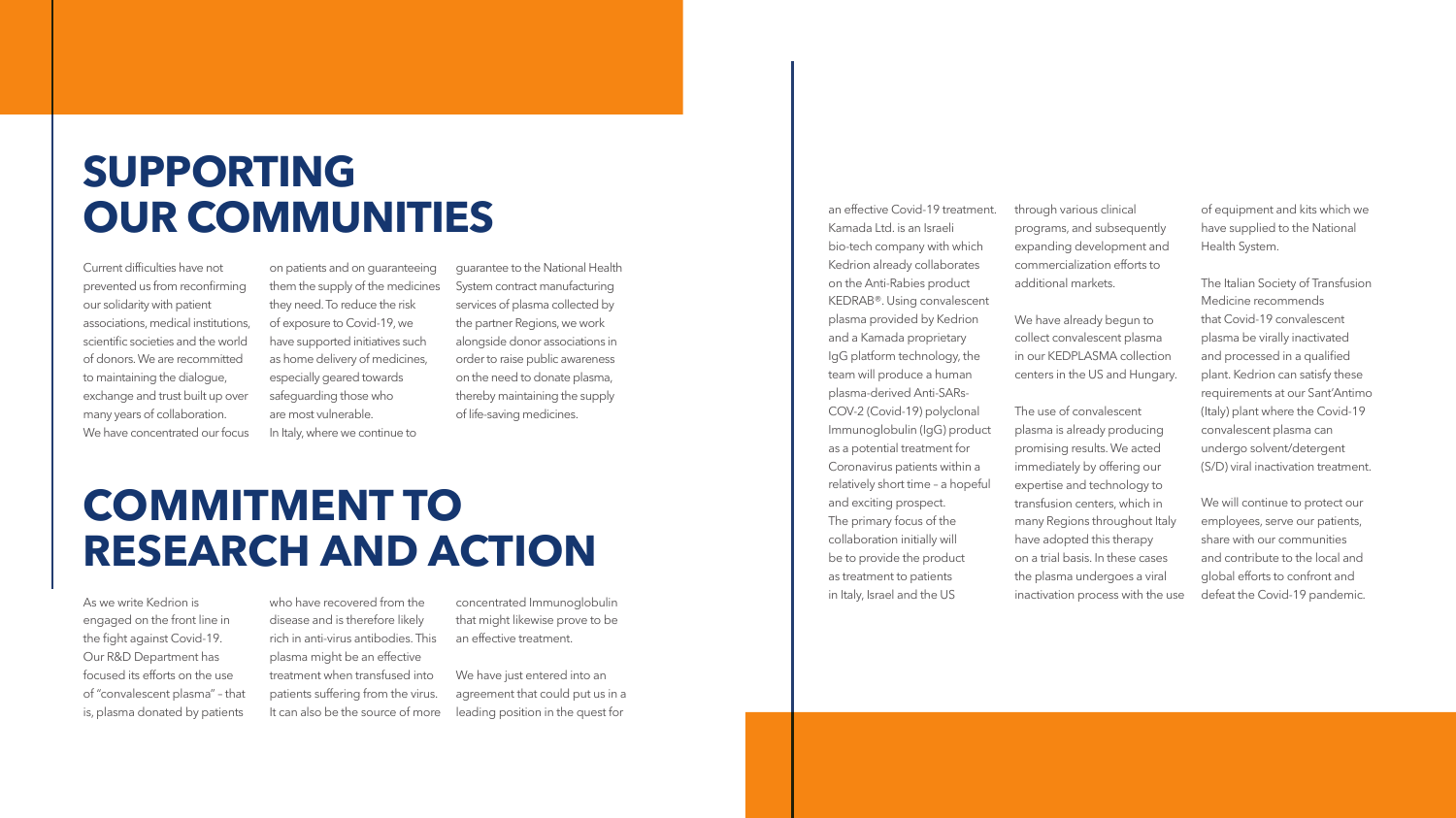# SUPPORTING OUR COMMUNITIES

Current difficulties have not prevented us from reconfirming our solidarity with patient associations, medical institutions, scientific societies and the world of donors. We are recommitted to maintaining the dialogue, exchange and trust built up over many years of collaboration. We have concentrated our focus on patients and on guaranteeing them the supply of the medicines they need. To reduce the risk of exposure to Covid-19, we have supported initiatives such as home delivery of medicines, especially geared towards safeguarding those who are most vulnerable. In Italy, where we continue to guarantee to the National Health System contract manufacturing services of plasma collected by the partner Regions, we work alongside donor associations in order to raise public awareness on the need to donate plasma, thereby maintaining the supply of life-saving medicines.

# COMMITMENT TO RESEARCH AND ACTION

As we write Kedrion is engaged on the front line in the fight against Covid-19. Our R&D Department has focused its efforts on the use of "convalescent plasma" – that is, plasma donated by patients who have recovered from the disease and is therefore likely rich in anti-virus antibodies. This plasma might be an effective treatment when transfused into patients suffering from the virus. It can also be the source of more concentrated Immunoglobulin that might likewise prove to be an effective treatment.

We have just entered into an agreement that could put us in a leading position in the quest for an effective Covid-19 treatment. Kamada Ltd. is an Israeli bio-tech company with which Kedrion already collaborates on the Anti-Rabies product KEDRAB®. Using convalescent plasma provided by Kedrion and a Kamada proprietary IgG platform technology, the team will produce a human plasma-derived Anti-SARs-COV-2 (Covid-19) polyclonal Immunoglobulin (IgG) product as a potential treatment for Coronavirus patients within a relatively short time – a hopeful and exciting prospect. The primary focus of the collaboration initially will be to provide the product as treatment to patients in Italy, Israel and the US through various clinical programs, and subsequently expanding development and commercialization efforts to additional markets.

We have already begun to collect convalescent plasma in our KEDPLASMA collection centers in the US and Hungary.

The use of convalescent plasma is already producing promising results. We acted immediately by offering our expertise and technology to transfusion centers, which in many Regions throughout Italy have adopted this therapy on a trial basis. In these cases the plasma undergoes a viral inactivation process with the use of equipment and kits which we have supplied to the National Health System.

The Italian Society of Transfusion Medicine recommends that Covid-19 convalescent plasma be virally inactivated and processed in a qualified plant. Kedrion can satisfy these requirements at our Sant'Antimo (Italy) plant where the Covid-19 convalescent plasma can undergo solvent/detergent (S/D) viral inactivation treatment.

We will continue to protect our employees, serve our patients, share with our communities and contribute to the local and global efforts to confront and defeat the Covid-19 pandemic.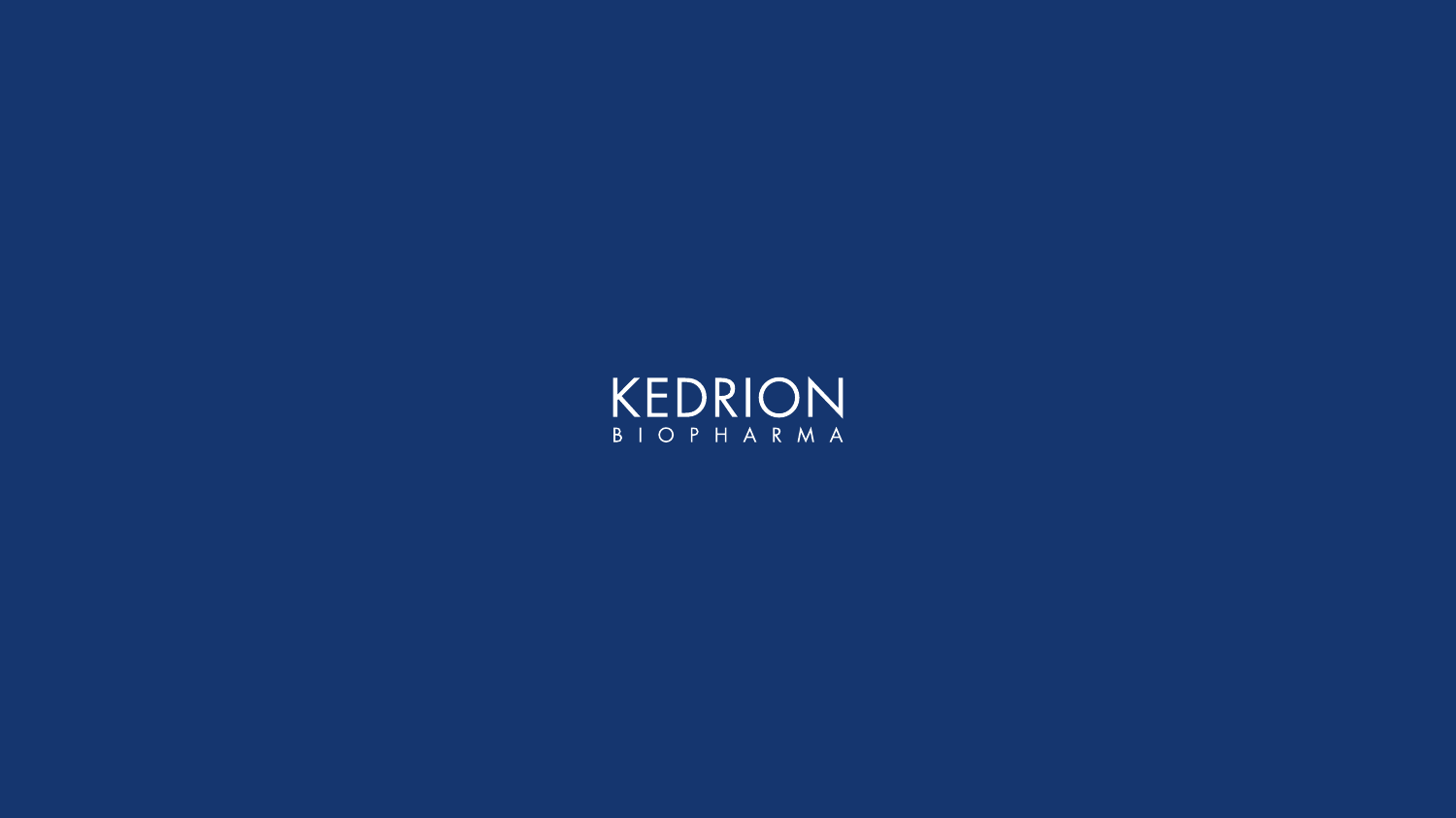KEDRION

BIOPHARMA